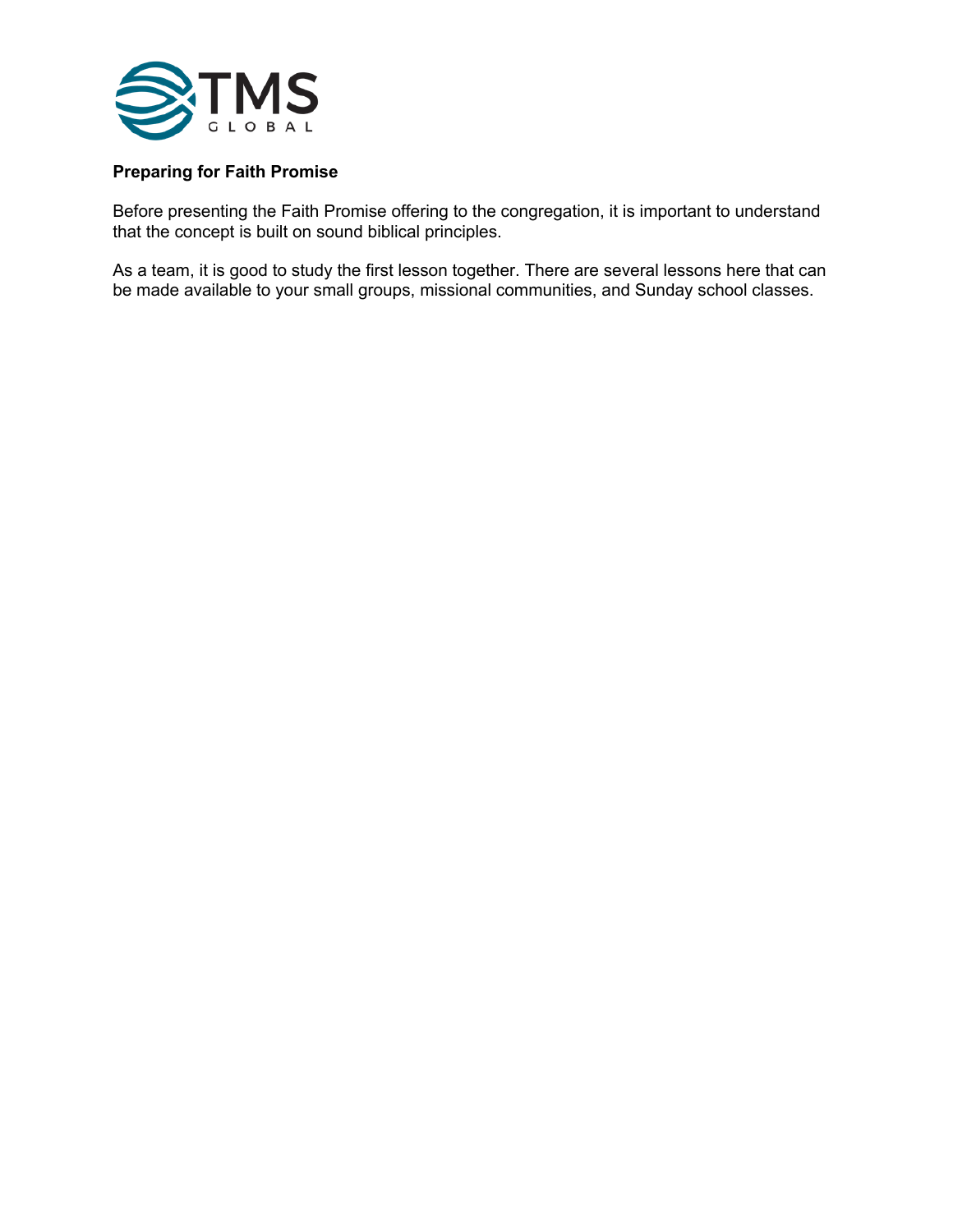**Preparing for Faith Promise**

Before presenting the Faith Promise offering to the congregation, it is important to understand that the concept is built on sound biblical principles.

As a team, it is good to study the first lesson together. There are several lessons here that can be made available to your small groups, missional communities, and Sunday school classes.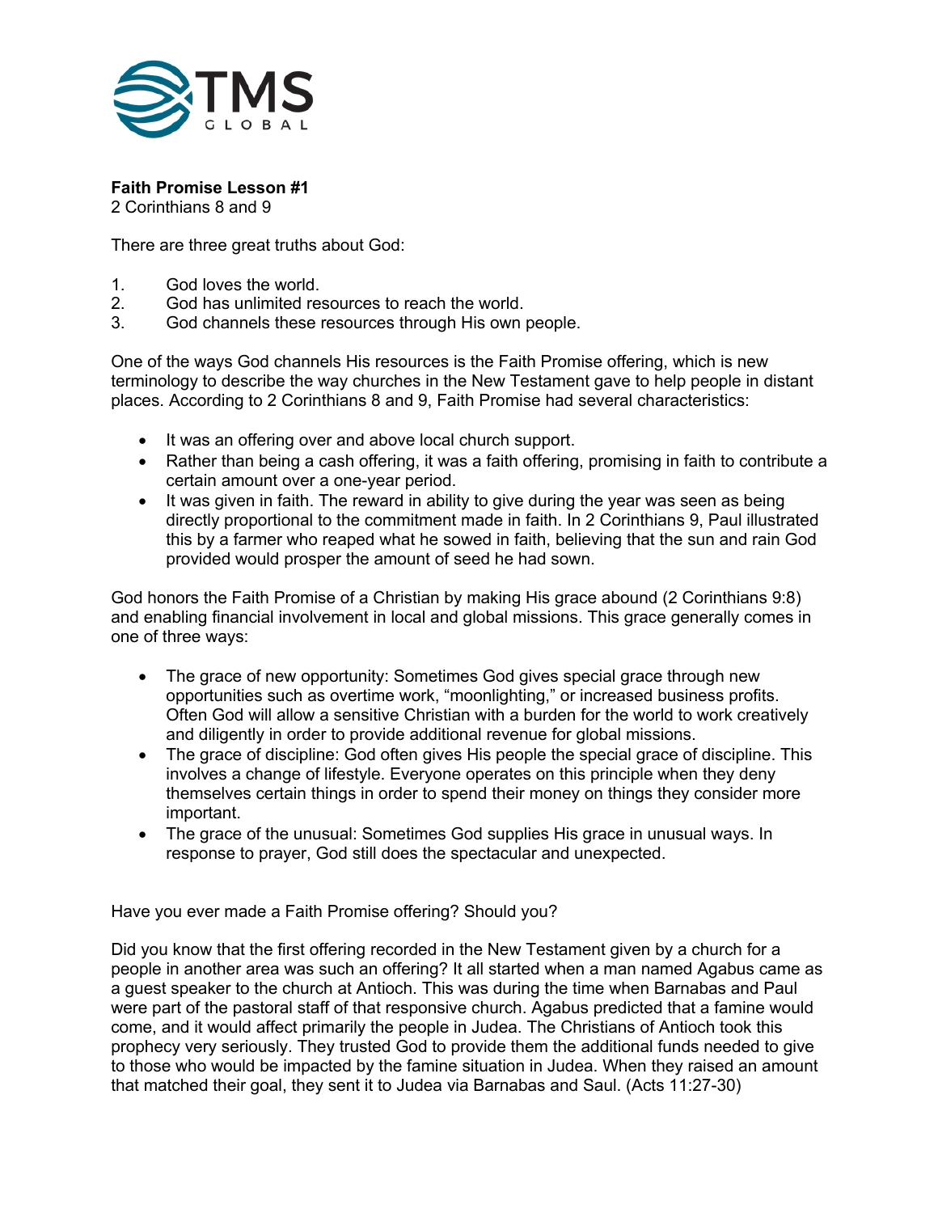**Faith Promise Lesson #1**
2 Corinthians 8 and 9

There are three great truths about God:

1. God loves the world.
2. God has unlimited resources to reach the world.
3. God channels these resources through His own people.

One of the ways God channels His resources is the Faith Promise offering, which is new terminology to describe the way churches in the New Testament gave to help people in distant places. According to 2 Corinthians 8 and 9, Faith Promise had several characteristics:

- It was an offering over and above local church support.
- Rather than being a cash offering, it was a faith offering, promising in faith to contribute a certain amount over a one-year period.
- It was given in faith. The reward in ability to give during the year was seen as being directly proportional to the commitment made in faith. In 2 Corinthians 9, Paul illustrated this by a farmer who reaped what he sowed in faith, believing that the sun and rain God provided would prosper the amount of seed he had sown.

God honors the Faith Promise of a Christian by making His grace abound (2 Corinthians 9:8) and enabling financial involvement in local and global missions. This grace generally comes in one of three ways:

- The grace of new opportunity: Sometimes God gives special grace through new opportunities such as overtime work, "moonlighting," or increased business profits. Often God will allow a sensitive Christian with a burden for the world to work creatively and diligently in order to provide additional revenue for global missions.
- The grace of discipline: God often gives His people the special grace of discipline. This involves a change of lifestyle. Everyone operates on this principle when they deny themselves certain things in order to spend their money on things they consider more important.
- The grace of the unusual: Sometimes God supplies His grace in unusual ways. In response to prayer, God still does the spectacular and unexpected.

Have you ever made a Faith Promise offering? Should you?

Did you know that the first offering recorded in the New Testament given by a church for a people in another area was such an offering? It all started when a man named Agabus came as a guest speaker to the church at Antioch. This was during the time when Barnabas and Paul were part of the pastoral staff of that responsive church. Agabus predicted that a famine would come, and it would affect primarily the people in Judea. The Christians of Antioch took this prophecy very seriously. They trusted God to provide them the additional funds needed to give to those who would be impacted by the famine situation in Judea. When they raised an amount that matched their goal, they sent it to Judea via Barnabas and Saul. (Acts 11:27-30)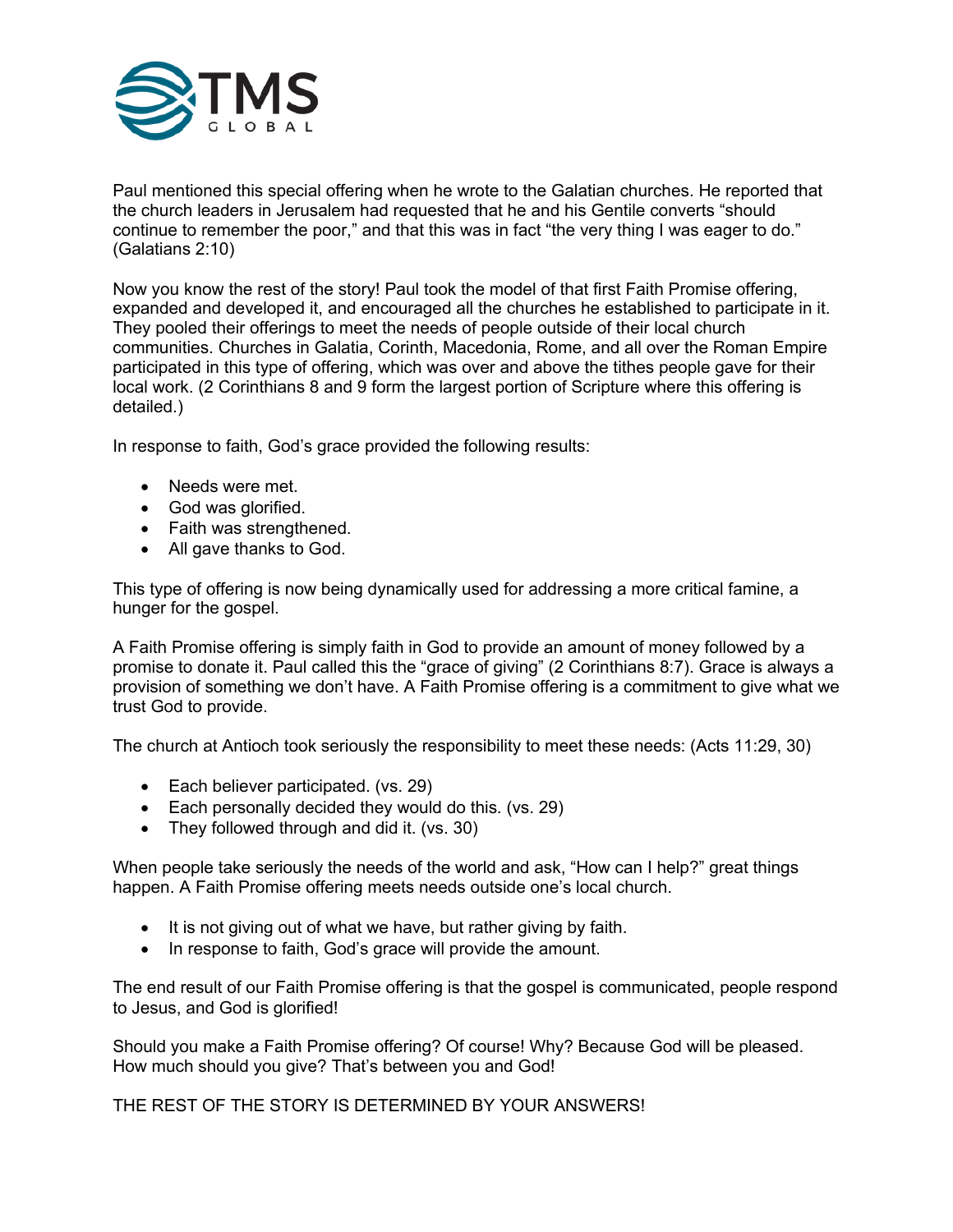Paul mentioned this special offering when he wrote to the Galatian churches. He reported that the church leaders in Jerusalem had requested that he and his Gentile converts "should continue to remember the poor," and that this was in fact "the very thing I was eager to do." (Galatians 2:10)

Now you know the rest of the story! Paul took the model of that first Faith Promise offering, expanded and developed it, and encouraged all the churches he established to participate in it. They pooled their offerings to meet the needs of people outside of their local church communities. Churches in Galatia, Corinth, Macedonia, Rome, and all over the Roman Empire participated in this type of offering, which was over and above the tithes people gave for their local work. (2 Corinthians 8 and 9 form the largest portion of Scripture where this offering is detailed.)

In response to faith, God's grace provided the following results:

- Needs were met.
- God was glorified.
- Faith was strengthened.
- All gave thanks to God.

This type of offering is now being dynamically used for addressing a more critical famine, a hunger for the gospel.

A Faith Promise offering is simply faith in God to provide an amount of money followed by a promise to donate it. Paul called this the "grace of giving" (2 Corinthians 8:7). Grace is always a provision of something we don't have. A Faith Promise offering is a commitment to give what we trust God to provide.

The church at Antioch took seriously the responsibility to meet these needs: (Acts 11:29, 30)

- Each believer participated. (vs. 29)
- Each personally decided they would do this. (vs. 29)
- They followed through and did it. (vs. 30)

When people take seriously the needs of the world and ask, "How can I help?" great things happen. A Faith Promise offering meets needs outside one's local church.

- It is not giving out of what we have, but rather giving by faith.
- In response to faith, God's grace will provide the amount.

The end result of our Faith Promise offering is that the gospel is communicated, people respond to Jesus, and God is glorified!

Should you make a Faith Promise offering? Of course! Why? Because God will be pleased. How much should you give? That's between you and God!

THE REST OF THE STORY IS DETERMINED BY YOUR ANSWERS!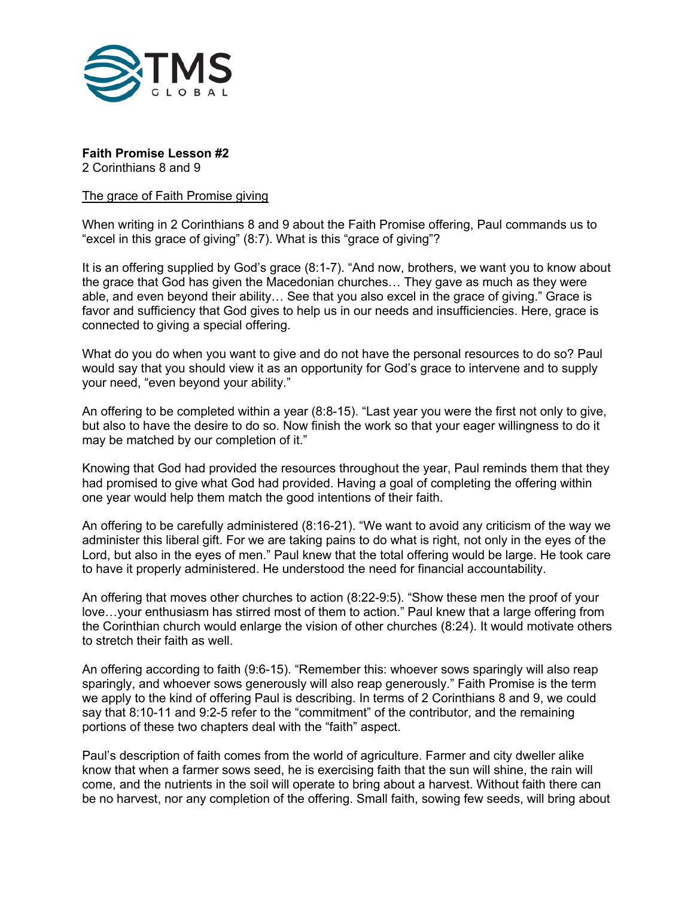**Faith Promise Lesson #2**
2 Corinthians 8 and 9

<u>The grace of Faith Promise giving</u>

When writing in 2 Corinthians 8 and 9 about the Faith Promise offering, Paul commands us to "excel in this grace of giving" (8:7). What is this "grace of giving"?

It is an offering supplied by God's grace (8:1-7). "And now, brothers, we want you to know about the grace that God has given the Macedonian churches… They gave as much as they were able, and even beyond their ability… See that you also excel in the grace of giving." Grace is favor and sufficiency that God gives to help us in our needs and insufficiencies. Here, grace is connected to giving a special offering.

What do you do when you want to give and do not have the personal resources to do so? Paul would say that you should view it as an opportunity for God's grace to intervene and to supply your need, "even beyond your ability."

An offering to be completed within a year (8:8-15). "Last year you were the first not only to give, but also to have the desire to do so. Now finish the work so that your eager willingness to do it may be matched by our completion of it."

Knowing that God had provided the resources throughout the year, Paul reminds them that they had promised to give what God had provided. Having a goal of completing the offering within one year would help them match the good intentions of their faith.

An offering to be carefully administered (8:16-21). "We want to avoid any criticism of the way we administer this liberal gift. For we are taking pains to do what is right, not only in the eyes of the Lord, but also in the eyes of men." Paul knew that the total offering would be large. He took care to have it properly administered. He understood the need for financial accountability.

An offering that moves other churches to action (8:22-9:5). "Show these men the proof of your love…your enthusiasm has stirred most of them to action." Paul knew that a large offering from the Corinthian church would enlarge the vision of other churches (8:24). It would motivate others to stretch their faith as well.

An offering according to faith (9:6-15). "Remember this: whoever sows sparingly will also reap sparingly, and whoever sows generously will also reap generously." Faith Promise is the term we apply to the kind of offering Paul is describing. In terms of 2 Corinthians 8 and 9, we could say that 8:10-11 and 9:2-5 refer to the "commitment" of the contributor, and the remaining portions of these two chapters deal with the "faith" aspect.

Paul's description of faith comes from the world of agriculture. Farmer and city dweller alike know that when a farmer sows seed, he is exercising faith that the sun will shine, the rain will come, and the nutrients in the soil will operate to bring about a harvest. Without faith there can be no harvest, nor any completion of the offering. Small faith, sowing few seeds, will bring about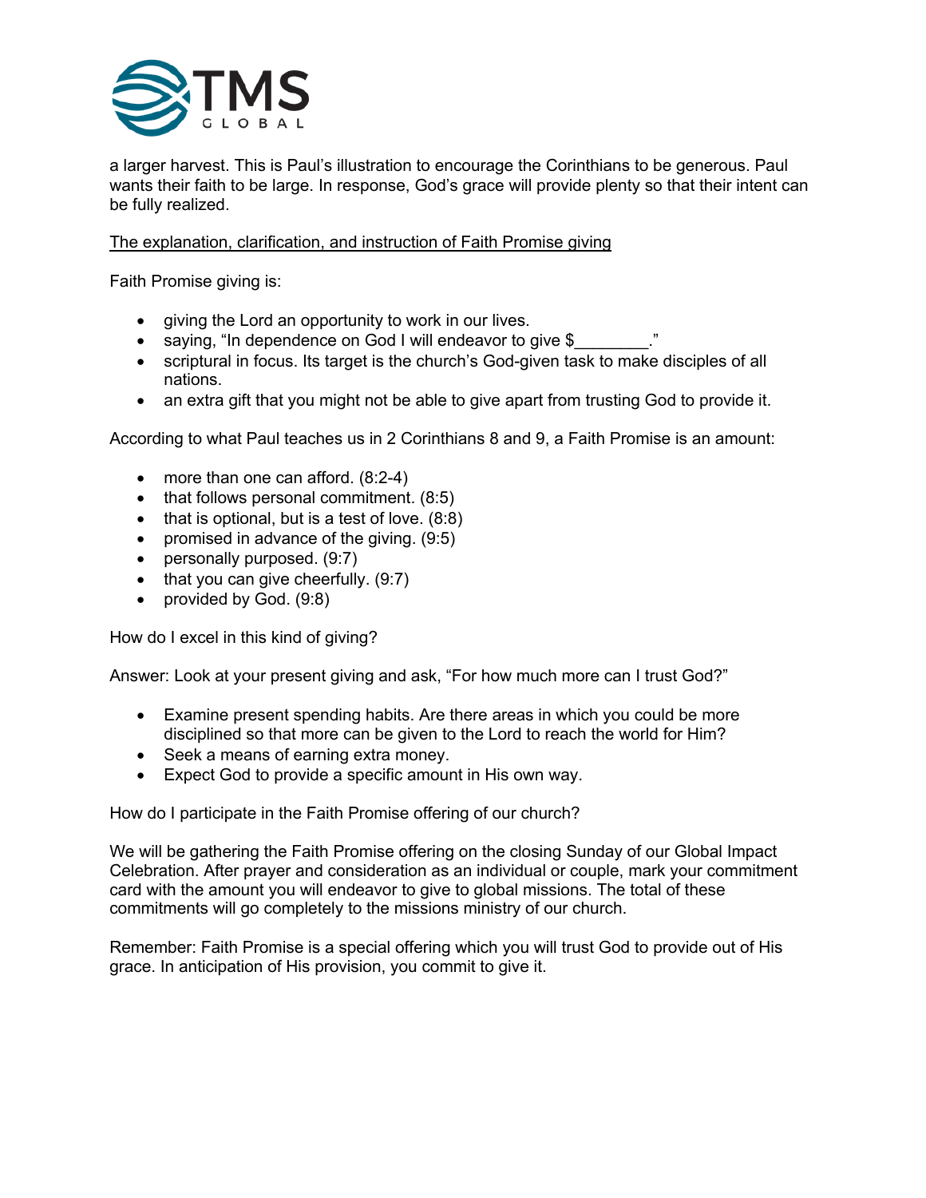a larger harvest. This is Paul's illustration to encourage the Corinthians to be generous. Paul wants their faith to be large. In response, God's grace will provide plenty so that their intent can be fully realized.

<u>The explanation, clarification, and instruction of Faith Promise giving</u>

Faith Promise giving is:

- giving the Lord an opportunity to work in our lives.
- saying, "In dependence on God I will endeavor to give $________."
- scriptural in focus. Its target is the church's God-given task to make disciples of all nations.
- an extra gift that you might not be able to give apart from trusting God to provide it.

According to what Paul teaches us in 2 Corinthians 8 and 9, a Faith Promise is an amount:

- more than one can afford. (8:2-4)
- that follows personal commitment. (8:5)
- that is optional, but is a test of love. (8:8)
- promised in advance of the giving. (9:5)
- personally purposed. (9:7)
- that you can give cheerfully. (9:7)
- provided by God. (9:8)

How do I excel in this kind of giving?

Answer: Look at your present giving and ask, "For how much more can I trust God?"

- Examine present spending habits. Are there areas in which you could be more disciplined so that more can be given to the Lord to reach the world for Him?
- Seek a means of earning extra money.
- Expect God to provide a specific amount in His own way.

How do I participate in the Faith Promise offering of our church?

We will be gathering the Faith Promise offering on the closing Sunday of our Global Impact Celebration. After prayer and consideration as an individual or couple, mark your commitment card with the amount you will endeavor to give to global missions. The total of these commitments will go completely to the missions ministry of our church.

Remember: Faith Promise is a special offering which you will trust God to provide out of His grace. In anticipation of His provision, you commit to give it.